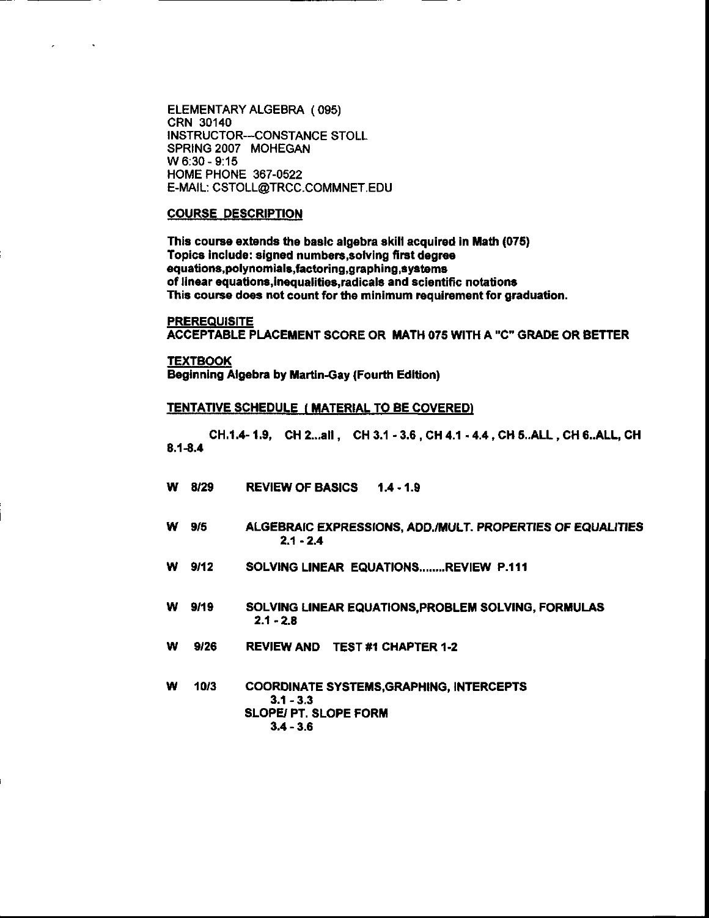ELEMENTARY ALGEBRA ( 095)
CRN 30140
INSTRUCTOR---CONSTANCE STOLL
SPRING 2007 MOHEGAN
W 6:30 - 9:15
HOME PHONE 367-0522
E-MAIL: CSTOLL@TRCC.COMMNET.EDU

## COURSE DESCRIPTION

**This course extends the basic algebra skill acquired in Math (075)
Topics include: signed numbers,solving first degree equations,polynomials,factoring,graphing,systems of linear equations,inequalities,radicals and scientific notations
This course does not count for the minimum requirement for graduation.**

## PREREQUISITE

**ACCEPTABLE PLACEMENT SCORE OR MATH 075 WITH A "C" GRADE OR BETTER**

## TEXTBOOK

**Beginning Algebra by Martin-Gay (Fourth Edition)**

## TENTATIVE SCHEDULE ( MATERIAL TO BE COVERED)

**CH.1.4- 1.9, CH 2...all , CH 3.1 - 3.6 , CH 4.1 - 4.4 , CH 5..ALL , CH 6..ALL, CH 8.1-8.4**

**W 8/29** REVIEW OF BASICS 1.4 - 1.9

**W 9/5** ALGEBRAIC EXPRESSIONS, ADD./MULT. PROPERTIES OF EQUALITIES
2.1 - 2.4

**W 9/12** SOLVING LINEAR EQUATIONS........REVIEW P.111

**W 9/19** SOLVING LINEAR EQUATIONS,PROBLEM SOLVING, FORMULAS
2.1 - 2.8

**W 9/26** REVIEW AND TEST #1 CHAPTER 1-2

**W 10/3** COORDINATE SYSTEMS,GRAPHING, INTERCEPTS
3.1 - 3.3
SLOPE/ PT. SLOPE FORM
3.4 - 3.6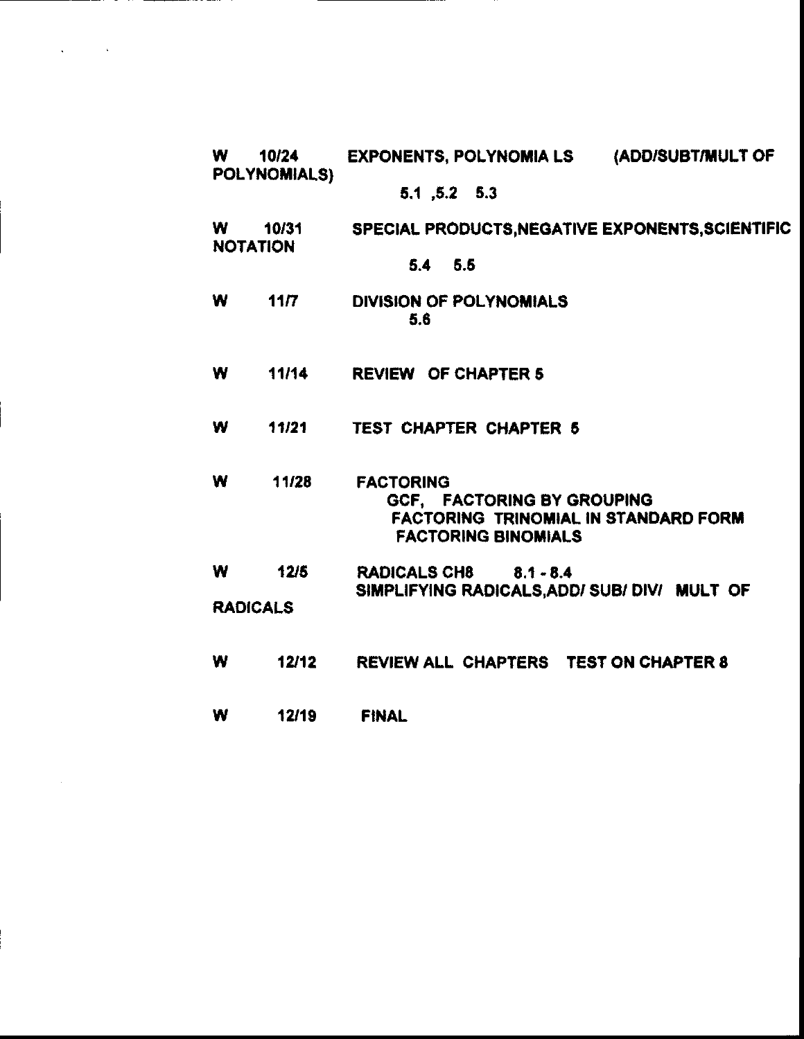W 10/24 EXPONENTS, POLYNOMIA LS (ADD/SUBT/MULT OF POLYNOMIALS)

5.1 ,5.2 5.3

W 10/31 SPECIAL PRODUCTS,NEGATIVE EXPONENTS,SCIENTIFIC NOTATION

5.4 5.5

W 11/7 DIVISION OF POLYNOMIALS

5.6

W 11/14 REVIEW OF CHAPTER 5

W 11/21 TEST CHAPTER CHAPTER 5

W 11/28 FACTORING

GCF, FACTORING BY GROUPING

FACTORING TRINOMIAL IN STANDARD FORM

FACTORING BINOMIALS

W 12/5 RADICALS CH8 8.1 - 8.4

SIMPLIFYING RADICALS,ADD/ SUB/ DIV/ MULT OF RADICALS

W 12/12 REVIEW ALL CHAPTERS TEST ON CHAPTER 8

W 12/19 FINAL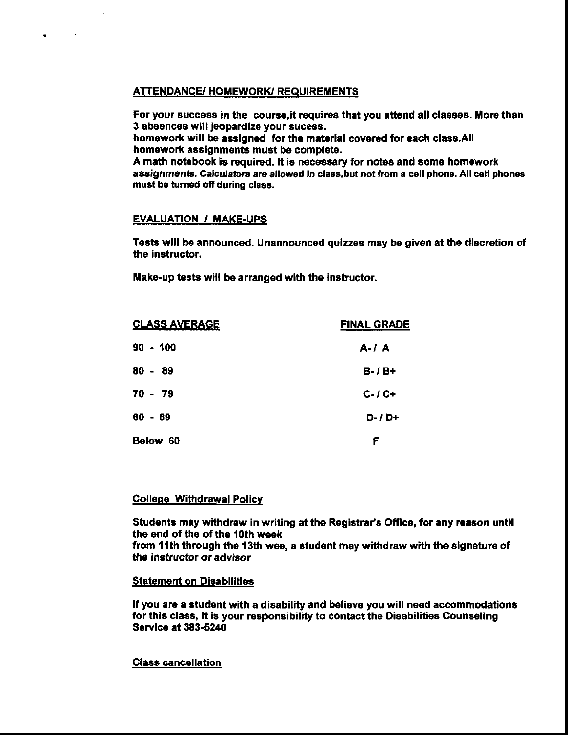## ATTENDANCE/ HOMEWORK/ REQUIREMENTS

For your success in the course,it requires that you attend all classes. More than 3 absences will jeopardize your sucess.
homework will be assigned for the material covered for each class.All homework assignments must be complete.
A math notebook is required. It is necessary for notes and some homework assignments. Calculators are allowed in class,but not from a cell phone. All cell phones must be turned off during class.

## EVALUATION / MAKE-UPS

Tests will be announced. Unannounced quizzes may be given at the discretion of the instructor.

Make-up tests will be arranged with the instructor.

| CLASS AVERAGE | FINAL GRADE |
|---|---|
| 90 - 100 | A- / A |
| 80 - 89 | B- / B+ |
| 70 - 79 | C- / C+ |
| 60 - 69 | D- / D+ |
| Below 60 | F |

## College Withdrawal Policy

Students may withdraw in writing at the Registrar's Office, for any reason until the end of the of the 10th week
from 11th through the 13th wee, a student may withdraw with the signature of the instructor or advisor

## Statement on Disabilities

If you are a student with a disability and believe you will need accommodations for this class, it is your responsibility to contact the Disabilities Counseling Service at 383-5240

## Class cancellation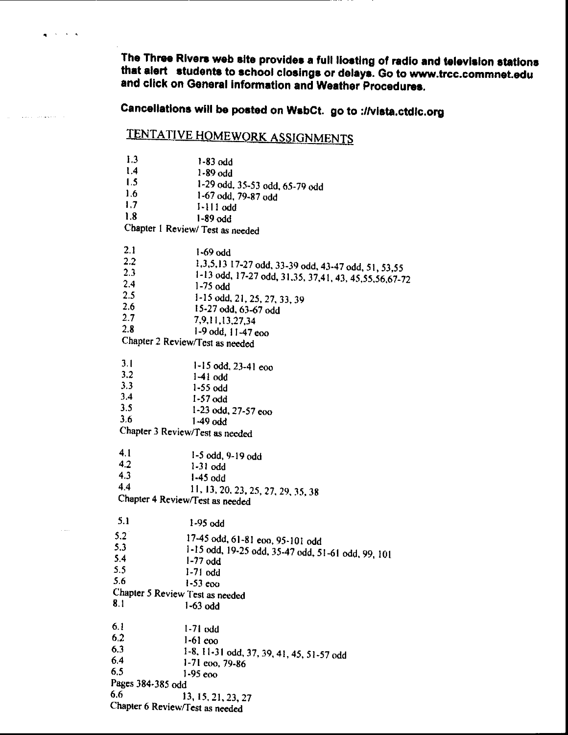**The Three Rivers web site provides a full liosting of radio and television stations that alert students to school closings or delays. Go to www.trcc.commnet.edu and click on General Information and Weather Procedures.**

**Cancellations will be posted on WebCt. go to ://vista.ctdlc.org**

## TENTATIVE HOMEWORK ASSIGNMENTS

| | |
|---|---|
| 1.3 | 1-83 odd |
| 1.4 | 1-89 odd |
| 1.5 | 1-29 odd, 35-53 odd, 65-79 odd |
| 1.6 | 1-67 odd, 79-87 odd |
| 1.7 | 1-111 odd |
| 1.8 | 1-89 odd |

Chapter 1 Review/ Test as needed

| | |
|---|---|
| 2.1 | 1-69 odd |
| 2.2 | 1,3,5,13 17-27 odd, 33-39 odd, 43-47 odd, 51, 53,55 |
| 2.3 | 1-13 odd, 17-27 odd, 31,35, 37,41, 43, 45,55,56,67-72 |
| 2.4 | 1-75 odd |
| 2.5 | 1-15 odd, 21, 25, 27, 33, 39 |
| 2.6 | 15-27 odd, 63-67 odd |
| 2.7 | 7,9,11,13,27,34 |
| 2.8 | 1-9 odd, 11-47 eoo |

Chapter 2 Review/Test as needed

| | |
|---|---|
| 3.1 | 1-15 odd, 23-41 eoo |
| 3.2 | 1-41 odd |
| 3.3 | 1-55 odd |
| 3.4 | 1-57 odd |
| 3.5 | 1-23 odd, 27-57 eoo |
| 3.6 | 1-49 odd |

Chapter 3 Review/Test as needed

| | |
|---|---|
| 4.1 | 1-5 odd, 9-19 odd |
| 4.2 | 1-31 odd |
| 4.3 | 1-45 odd |
| 4.4 | 11, 13, 20, 23, 25, 27, 29, 35, 38 |

Chapter 4 Review/Test as needed

| | |
|---|---|
| 5.1 | 1-95 odd |
| 5.2 | 17-45 odd, 61-81 eoo, 95-101 odd |
| 5.3 | 1-15 odd, 19-25 odd, 35-47 odd, 51-61 odd, 99, 101 |
| 5.4 | 1-77 odd |
| 5.5 | 1-71 odd |
| 5.6 | 1-53 eoo |

Chapter 5 Review Test as needed

| | |
|---|---|
| 8.1 | 1-63 odd |

| | |
|---|---|
| 6.1 | 1-71 odd |
| 6.2 | 1-61 eoo |
| 6.3 | 1-8, 11-31 odd, 37, 39, 41, 45, 51-57 odd |
| 6.4 | 1-71 eoo, 79-86 |
| 6.5 | 1-95 eoo |

Pages 384-385 odd

| | |
|---|---|
| 6.6 | 13, 15, 21, 23, 27 |

Chapter 6 Review/Test as needed